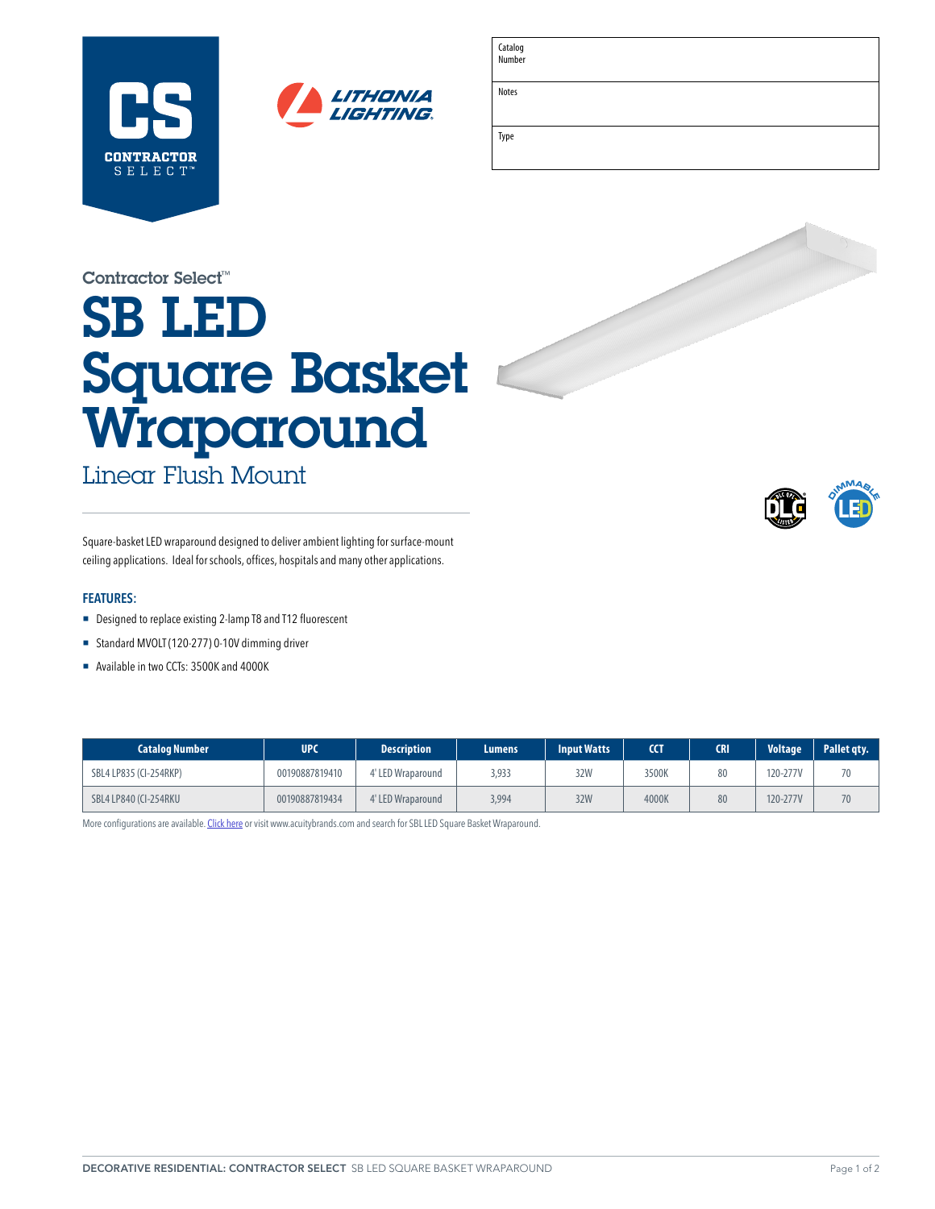CS CONTRACTOR SELECT™

LITHONIA LIGHTING.

| Catalog Number | |
|---|---|
| Notes | |
| Type | |

Contractor Select™

# SB LED Square Basket Wraparound

## Linear Flush Mount

Square-basket LED wraparound designed to deliver ambient lighting for surface-mount ceiling applications. Ideal for schools, offices, hospitals and many other applications.

### FEATURES:

- Designed to replace existing 2-lamp T8 and T12 fluorescent
- Standard MVOLT (120-277) 0-10V dimming driver
- Available in two CCTs: 3500K and 4000K

| Catalog Number | UPC | Description | Lumens | Input Watts | CCT | CRI | Voltage | Pallet qty. |
|---|---|---|---|---|---|---|---|---|
| SBL4 LP835 (CI-254RKP) | 00190887819410 | 4' LED Wraparound | 3,933 | 32W | 3500K | 80 | 120-277V | 70 |
| SBL4 LP840 (CI-254RKU | 00190887819434 | 4' LED Wraparound | 3,994 | 32W | 4000K | 80 | 120-277V | 70 |

More configurations are available. Click here or visit www.acuitybrands.com and search for SBL LED Square Basket Wraparound.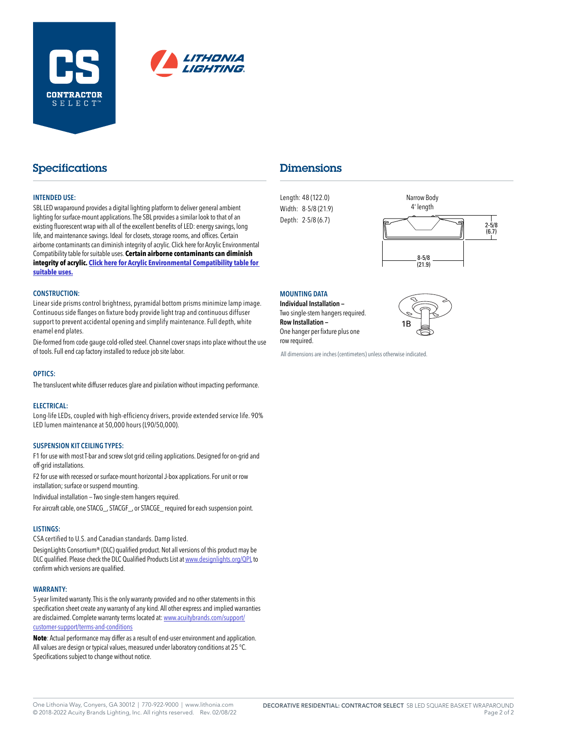## Specifications

### INTENDED USE:

SBL LED wraparound provides a digital lighting platform to deliver general ambient lighting for surface-mount applications. The SBL provides a similar look to that of an existing fluorescent wrap with all of the excellent benefits of LED: energy savings, long life, and maintenance savings. Ideal for closets, storage rooms, and offices. Certain airborne contaminants can diminish integrity of acrylic. Click here for Acrylic Environmental Compatibility table for suitable uses. **Certain airborne contaminants can diminish integrity of acrylic. Click here for Acrylic Environmental Compatibility table for suitable uses.**

### CONSTRUCTION:

Linear side prisms control brightness, pyramidal bottom prisms minimize lamp image. Continuous side flanges on fixture body provide light trap and continuous diffuser support to prevent accidental opening and simplify maintenance. Full depth, white enamel end plates.

Die-formed from code gauge cold-rolled steel. Channel cover snaps into place without the use of tools. Full end cap factory installed to reduce job site labor.

### OPTICS:

The translucent white diffuser reduces glare and pixilation without impacting performance.

### ELECTRICAL:

Long-life LEDs, coupled with high-efficiency drivers, provide extended service life. 90% LED lumen maintenance at 50,000 hours (L90/50,000).

### SUSPENSION KIT CEILING TYPES:

F1 for use with most T-bar and screw slot grid ceiling applications. Designed for on-grid and off-grid installations.

F2 for use with recessed or surface-mount horizontal J-box applications. For unit or row installation; surface or suspend mounting.

Individual installation – Two single-stem hangers required.

For aircraft cable, one STACG_, STACGF_, or STACGE_ required for each suspension point.

### LISTINGS:

CSA certified to U.S. and Canadian standards. Damp listed.

DesignLights Consortium® (DLC) qualified product. Not all versions of this product may be DLC qualified. Please check the DLC Qualified Products List at www.designlights.org/QPL to confirm which versions are qualified.

### WARRANTY:

5-year limited warranty. This is the only warranty provided and no other statements in this specification sheet create any warranty of any kind. All other express and implied warranties are disclaimed. Complete warranty terms located at: www.acuitybrands.com/support/customer-support/terms-and-conditions

**Note**: Actual performance may differ as a result of end-user environment and application. All values are design or typical values, measured under laboratory conditions at 25 °C. Specifications subject to change without notice.

## Dimensions

Length: 48 (122.0)
Width: 8-5/8 (21.9)
Depth: 2-5/8 (6.7)

Narrow Body
4' length

2-5/8
(6.7)

8-5/8
(21.9)

### MOUNTING DATA

**Individual Installation –**
Two single-stem hangers required.
**Row Installation –**
One hanger per fixture plus one row required.

1B

All dimensions are inches (centimeters) unless otherwise indicated.

One Lithonia Way, Conyers, GA 30012 | 770-922-9000 | www.lithonia.com
© 2018-2022 Acuity Brands Lighting, Inc. All rights reserved. Rev. 02/08/22

**DECORATIVE RESIDENTIAL: CONTRACTOR SELECT** SB LED SQUARE BASKET WRAPAROUND